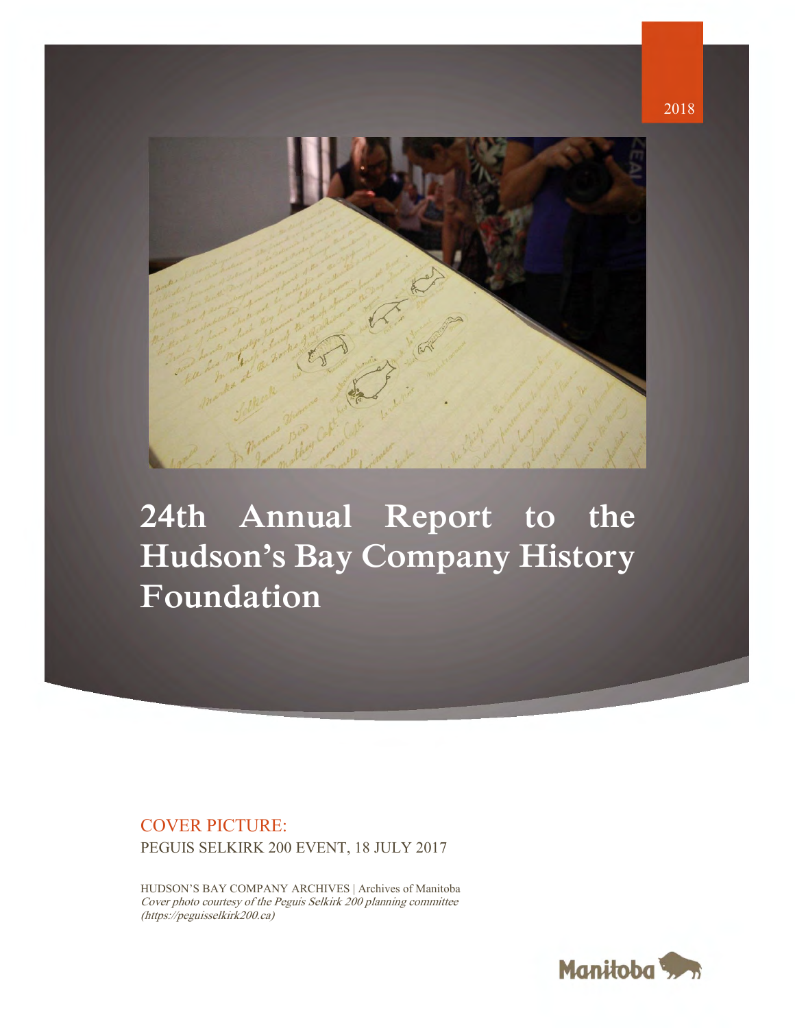2018

# 24th Annual Report to the Hudson's Bay Company History Foundation

COVER PICTURE:

PEGUIS SELKIRK 200 EVENT, 18 JULY 2017

HUDSON'S BAY COMPANY ARCHIVES | Archives of Manitoba

*Cover photo courtesy of the Peguis Selkirk 200 planning committee (https://peguisselkirk200.ca)*

Manitoba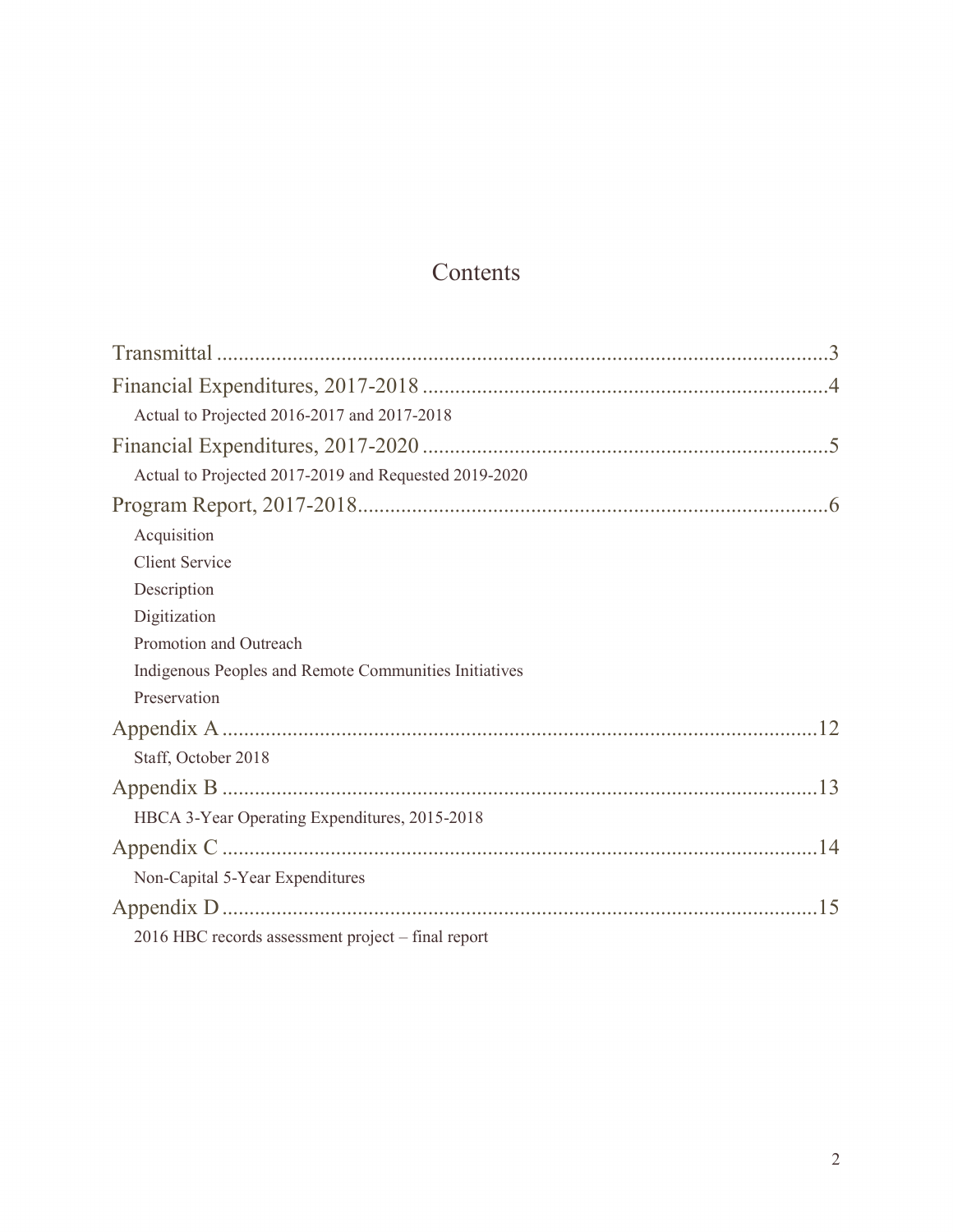# Contents

Transmittal ....................................................................................................3

Financial Expenditures, 2017-2018 ...........................................................................4

Actual to Projected 2016-2017 and 2017-2018

Financial Expenditures, 2017-2020 ...........................................................................5

Actual to Projected 2017-2019 and Requested 2019-2020

Program Report, 2017-2018........................................................................................6

Acquisition

Client Service

Description

Digitization

Promotion and Outreach

Indigenous Peoples and Remote Communities Initiatives

Preservation

Appendix A ..................................................................................................................12

Staff, October 2018

Appendix B ..................................................................................................................13

HBCA 3-Year Operating Expenditures, 2015-2018

Appendix C ..................................................................................................................14

Non-Capital 5-Year Expenditures

Appendix D ..................................................................................................................15

2016 HBC records assessment project – final report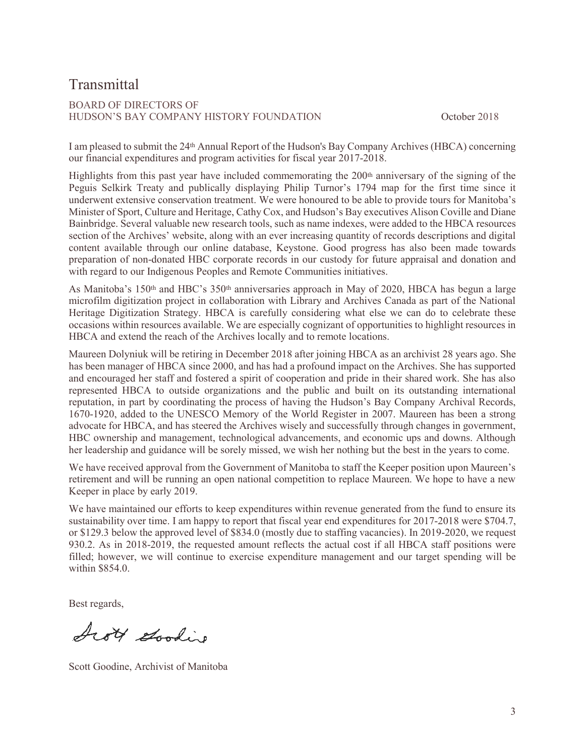# Transmittal

BOARD OF DIRECTORS OF
HUDSON'S BAY COMPANY HISTORY FOUNDATION

October 2018

I am pleased to submit the 24th Annual Report of the Hudson's Bay Company Archives (HBCA) concerning our financial expenditures and program activities for fiscal year 2017-2018.

Highlights from this past year have included commemorating the 200th anniversary of the signing of the Peguis Selkirk Treaty and publically displaying Philip Turnor's 1794 map for the first time since it underwent extensive conservation treatment. We were honoured to be able to provide tours for Manitoba's Minister of Sport, Culture and Heritage, Cathy Cox, and Hudson's Bay executives Alison Coville and Diane Bainbridge. Several valuable new research tools, such as name indexes, were added to the HBCA resources section of the Archives' website, along with an ever increasing quantity of records descriptions and digital content available through our online database, Keystone. Good progress has also been made towards preparation of non-donated HBC corporate records in our custody for future appraisal and donation and with regard to our Indigenous Peoples and Remote Communities initiatives.

As Manitoba's 150th and HBC's 350th anniversaries approach in May of 2020, HBCA has begun a large microfilm digitization project in collaboration with Library and Archives Canada as part of the National Heritage Digitization Strategy. HBCA is carefully considering what else we can do to celebrate these occasions within resources available. We are especially cognizant of opportunities to highlight resources in HBCA and extend the reach of the Archives locally and to remote locations.

Maureen Dolyniuk will be retiring in December 2018 after joining HBCA as an archivist 28 years ago. She has been manager of HBCA since 2000, and has had a profound impact on the Archives. She has supported and encouraged her staff and fostered a spirit of cooperation and pride in their shared work. She has also represented HBCA to outside organizations and the public and built on its outstanding international reputation, in part by coordinating the process of having the Hudson's Bay Company Archival Records, 1670-1920, added to the UNESCO Memory of the World Register in 2007. Maureen has been a strong advocate for HBCA, and has steered the Archives wisely and successfully through changes in government, HBC ownership and management, technological advancements, and economic ups and downs. Although her leadership and guidance will be sorely missed, we wish her nothing but the best in the years to come.

We have received approval from the Government of Manitoba to staff the Keeper position upon Maureen's retirement and will be running an open national competition to replace Maureen. We hope to have a new Keeper in place by early 2019.

We have maintained our efforts to keep expenditures within revenue generated from the fund to ensure its sustainability over time. I am happy to report that fiscal year end expenditures for 2017-2018 were $704.7, or $129.3 below the approved level of $834.0 (mostly due to staffing vacancies). In 2019-2020, we request 930.2. As in 2018-2019, the requested amount reflects the actual cost if all HBCA staff positions were filled; however, we will continue to exercise expenditure management and our target spending will be within $854.0.

Best regards,

Scott Goodine, Archivist of Manitoba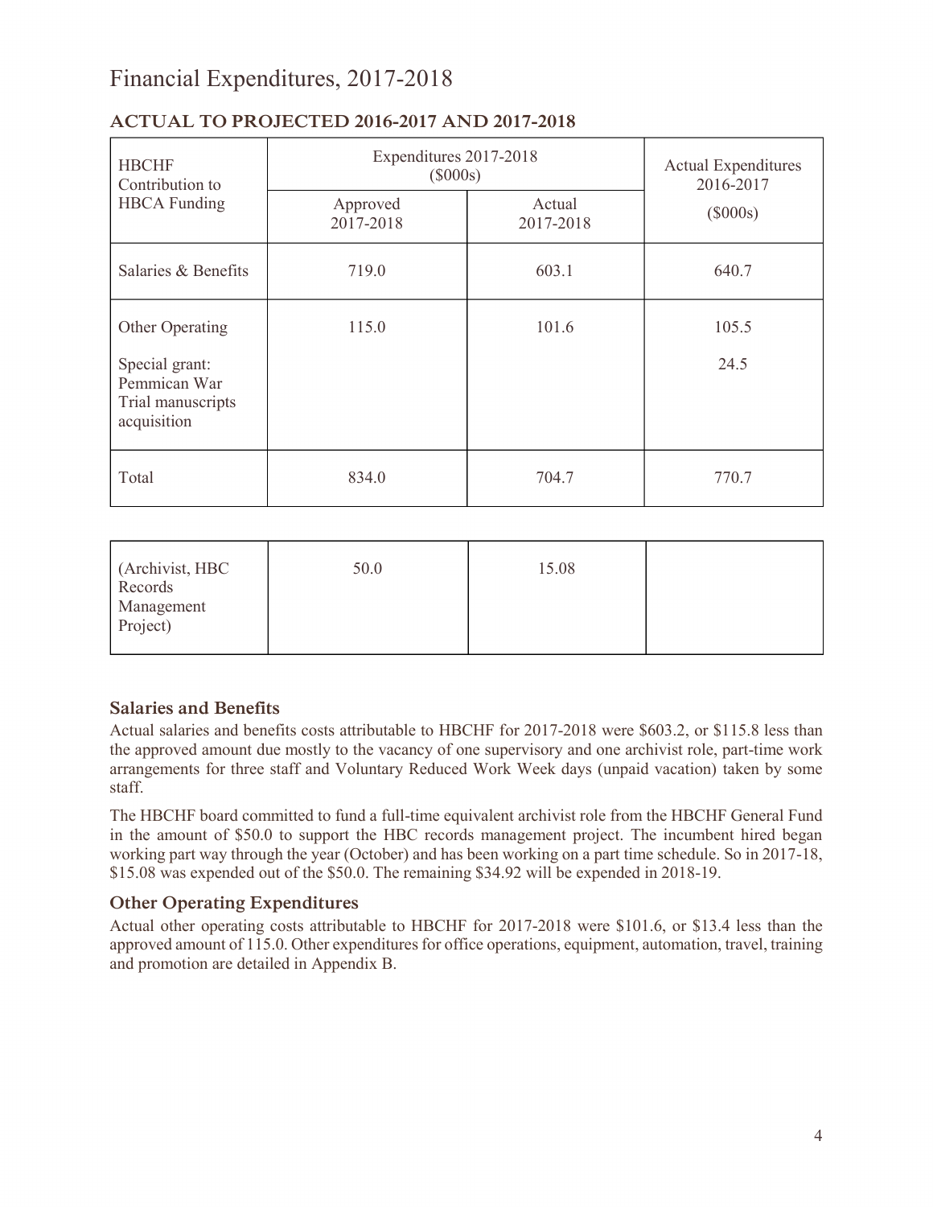# Financial Expenditures, 2017-2018

## ACTUAL TO PROJECTED 2016-2017 AND 2017-2018

| HBCHF Contribution to HBCA Funding | Expenditures 2017-2018 ($000s) | | Actual Expenditures 2016-2017 |
|---|---|---|---|
| | Approved 2017-2018 | Actual 2017-2018 | ($000s) |
| Salaries & Benefits | 719.0 | 603.1 | 640.7 |
| Other Operating | 115.0 | 101.6 | 105.5 |
| Special grant: Pemmican War Trial manuscripts acquisition | | | 24.5 |
| Total | 834.0 | 704.7 | 770.7 |
| (Archivist, HBC Records Management Project) | 50.0 | 15.08 | |

### Salaries and Benefits

Actual salaries and benefits costs attributable to HBCHF for 2017-2018 were $603.2, or $115.8 less than the approved amount due mostly to the vacancy of one supervisory and one archivist role, part-time work arrangements for three staff and Voluntary Reduced Work Week days (unpaid vacation) taken by some staff.

The HBCHF board committed to fund a full-time equivalent archivist role from the HBCHF General Fund in the amount of $50.0 to support the HBC records management project. The incumbent hired began working part way through the year (October) and has been working on a part time schedule. So in 2017-18, $15.08 was expended out of the $50.0. The remaining $34.92 will be expended in 2018-19.

### Other Operating Expenditures

Actual other operating costs attributable to HBCHF for 2017-2018 were $101.6, or $13.4 less than the approved amount of 115.0. Other expenditures for office operations, equipment, automation, travel, training and promotion are detailed in Appendix B.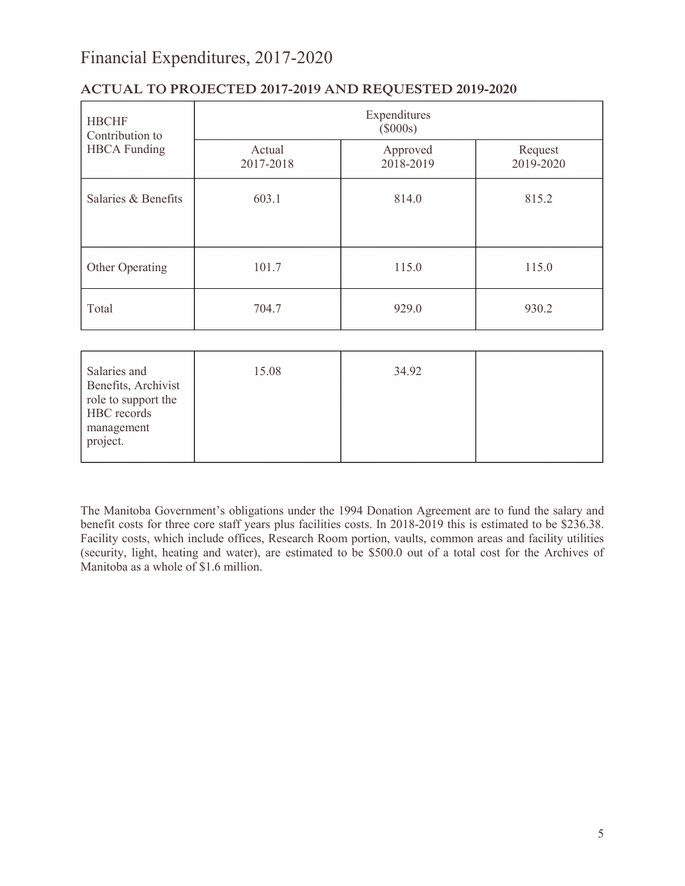# Financial Expenditures, 2017-2020

## ACTUAL TO PROJECTED 2017-2019 AND REQUESTED 2019-2020

| HBCHF Contribution to HBCA Funding | Expenditures ($000s) | | |
|---|---|---|---|
| | Actual 2017-2018 | Approved 2018-2019 | Request 2019-2020 |
| Salaries & Benefits | 603.1 | 814.0 | 815.2 |
| Other Operating | 101.7 | 115.0 | 115.0 |
| Total | 704.7 | 929.0 | 930.2 |

| | | | |
|---|---|---|---|
| Salaries and Benefits, Archivist role to support the HBC records management project. | 15.08 | 34.92 | |

The Manitoba Government's obligations under the 1994 Donation Agreement are to fund the salary and benefit costs for three core staff years plus facilities costs. In 2018-2019 this is estimated to be $236.38. Facility costs, which include offices, Research Room portion, vaults, common areas and facility utilities (security, light, heating and water), are estimated to be $500.0 out of a total cost for the Archives of Manitoba as a whole of $1.6 million.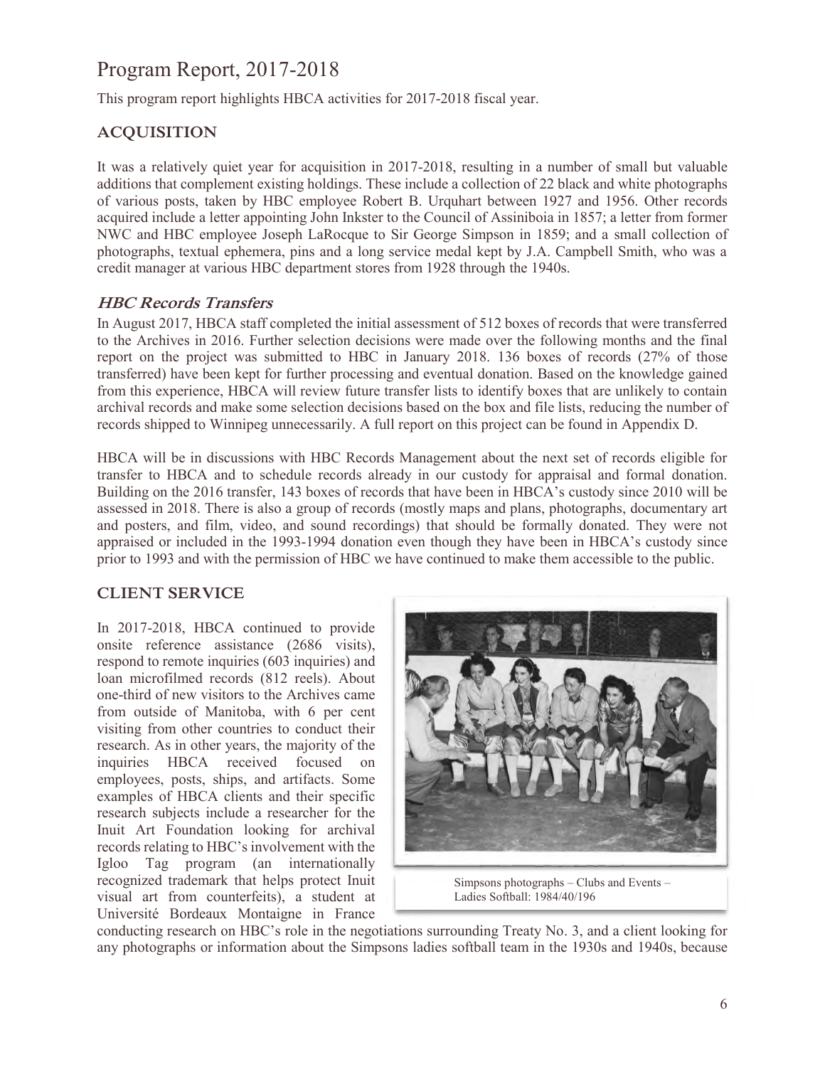# Program Report, 2017-2018

This program report highlights HBCA activities for 2017-2018 fiscal year.

## ACQUISITION

It was a relatively quiet year for acquisition in 2017-2018, resulting in a number of small but valuable additions that complement existing holdings. These include a collection of 22 black and white photographs of various posts, taken by HBC employee Robert B. Urquhart between 1927 and 1956. Other records acquired include a letter appointing John Inkster to the Council of Assiniboia in 1857; a letter from former NWC and HBC employee Joseph LaRocque to Sir George Simpson in 1859; and a small collection of photographs, textual ephemera, pins and a long service medal kept by J.A. Campbell Smith, who was a credit manager at various HBC department stores from 1928 through the 1940s.

### *HBC Records Transfers*

In August 2017, HBCA staff completed the initial assessment of 512 boxes of records that were transferred to the Archives in 2016. Further selection decisions were made over the following months and the final report on the project was submitted to HBC in January 2018. 136 boxes of records (27% of those transferred) have been kept for further processing and eventual donation. Based on the knowledge gained from this experience, HBCA will review future transfer lists to identify boxes that are unlikely to contain archival records and make some selection decisions based on the box and file lists, reducing the number of records shipped to Winnipeg unnecessarily. A full report on this project can be found in Appendix D.

HBCA will be in discussions with HBC Records Management about the next set of records eligible for transfer to HBCA and to schedule records already in our custody for appraisal and formal donation. Building on the 2016 transfer, 143 boxes of records that have been in HBCA's custody since 2010 will be assessed in 2018. There is also a group of records (mostly maps and plans, photographs, documentary art and posters, and film, video, and sound recordings) that should be formally donated. They were not appraised or included in the 1993-1994 donation even though they have been in HBCA's custody since prior to 1993 and with the permission of HBC we have continued to make them accessible to the public.

## CLIENT SERVICE

In 2017-2018, HBCA continued to provide onsite reference assistance (2686 visits), respond to remote inquiries (603 inquiries) and loan microfilmed records (812 reels). About one-third of new visitors to the Archives came from outside of Manitoba, with 6 per cent visiting from other countries to conduct their research. As in other years, the majority of the inquiries HBCA received focused on employees, posts, ships, and artifacts. Some examples of HBCA clients and their specific research subjects include a researcher for the Inuit Art Foundation looking for archival records relating to HBC's involvement with the Igloo Tag program (an internationally recognized trademark that helps protect Inuit visual art from counterfeits), a student at Université Bordeaux Montaigne in France conducting research on HBC's role in the negotiations surrounding Treaty No. 3, and a client looking for any photographs or information about the Simpsons ladies softball team in the 1930s and 1940s, because

Simpsons photographs – Clubs and Events – Ladies Softball: 1984/40/196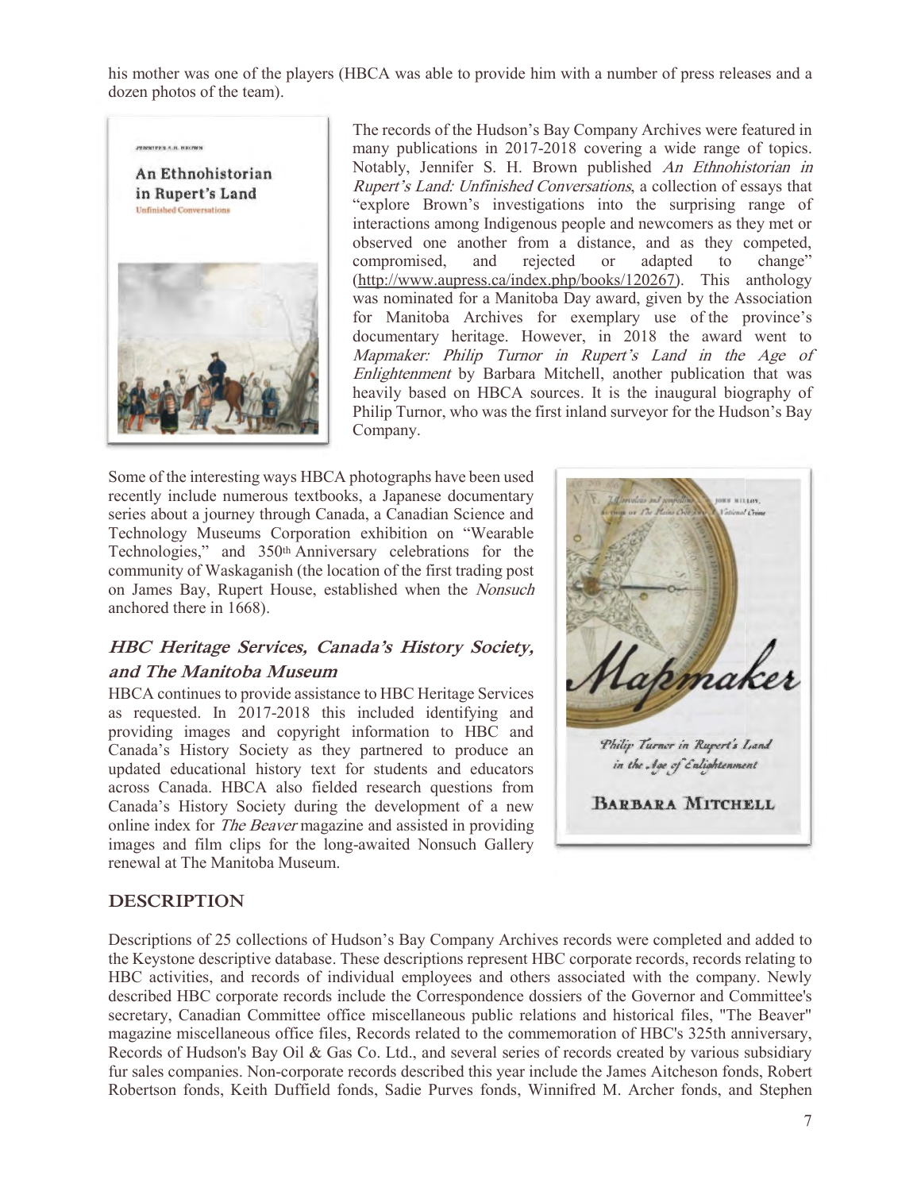his mother was one of the players (HBCA was able to provide him with a number of press releases and a dozen photos of the team).

The records of the Hudson's Bay Company Archives were featured in many publications in 2017-2018 covering a wide range of topics. Notably, Jennifer S. H. Brown published *An Ethnohistorian in Rupert's Land: Unfinished Conversations*, a collection of essays that "explore Brown's investigations into the surprising range of interactions among Indigenous people and newcomers as they met or observed one another from a distance, and as they competed, compromised, and rejected or adapted to change" (http://www.aupress.ca/index.php/books/120267). This anthology was nominated for a Manitoba Day award, given by the Association for Manitoba Archives for exemplary use of the province's documentary heritage. However, in 2018 the award went to *Mapmaker: Philip Turnor in Rupert's Land in the Age of Enlightenment* by Barbara Mitchell, another publication that was heavily based on HBCA sources. It is the inaugural biography of Philip Turnor, who was the first inland surveyor for the Hudson's Bay Company.

Some of the interesting ways HBCA photographs have been used recently include numerous textbooks, a Japanese documentary series about a journey through Canada, a Canadian Science and Technology Museums Corporation exhibition on "Wearable Technologies," and 350th Anniversary celebrations for the community of Waskaganish (the location of the first trading post on James Bay, Rupert House, established when the *Nonsuch* anchored there in 1668).

### *HBC Heritage Services, Canada's History Society, and The Manitoba Museum*

HBCA continues to provide assistance to HBC Heritage Services as requested. In 2017-2018 this included identifying and providing images and copyright information to HBC and Canada's History Society as they partnered to produce an updated educational history text for students and educators across Canada. HBCA also fielded research questions from Canada's History Society during the development of a new online index for *The Beaver* magazine and assisted in providing images and film clips for the long-awaited Nonsuch Gallery renewal at The Manitoba Museum.

## DESCRIPTION

Descriptions of 25 collections of Hudson's Bay Company Archives records were completed and added to the Keystone descriptive database. These descriptions represent HBC corporate records, records relating to HBC activities, and records of individual employees and others associated with the company. Newly described HBC corporate records include the Correspondence dossiers of the Governor and Committee's secretary, Canadian Committee office miscellaneous public relations and historical files, "The Beaver" magazine miscellaneous office files, Records related to the commemoration of HBC's 325th anniversary, Records of Hudson's Bay Oil & Gas Co. Ltd., and several series of records created by various subsidiary fur sales companies. Non-corporate records described this year include the James Aitcheson fonds, Robert Robertson fonds, Keith Duffield fonds, Sadie Purves fonds, Winnifred M. Archer fonds, and Stephen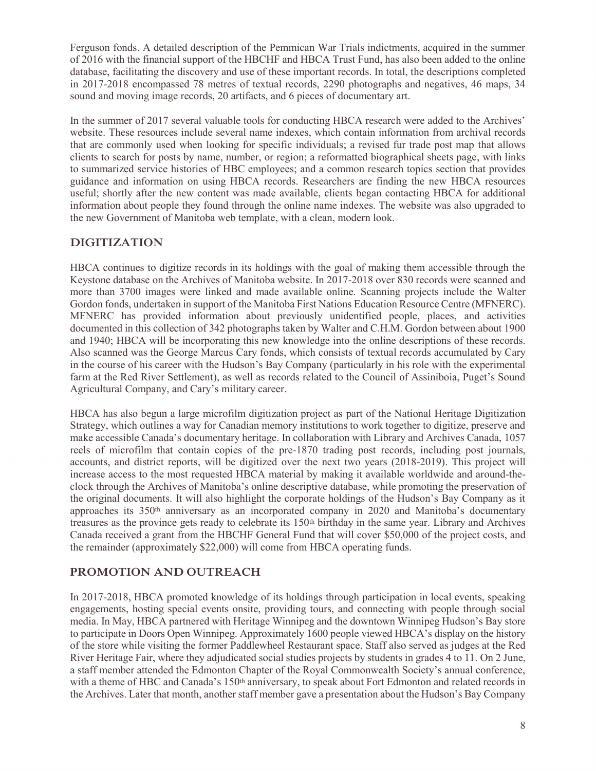Ferguson fonds. A detailed description of the Pemmican War Trials indictments, acquired in the summer of 2016 with the financial support of the HBCHF and HBCA Trust Fund, has also been added to the online database, facilitating the discovery and use of these important records. In total, the descriptions completed in 2017-2018 encompassed 78 metres of textual records, 2290 photographs and negatives, 46 maps, 34 sound and moving image records, 20 artifacts, and 6 pieces of documentary art.

In the summer of 2017 several valuable tools for conducting HBCA research were added to the Archives' website. These resources include several name indexes, which contain information from archival records that are commonly used when looking for specific individuals; a revised fur trade post map that allows clients to search for posts by name, number, or region; a reformatted biographical sheets page, with links to summarized service histories of HBC employees; and a common research topics section that provides guidance and information on using HBCA records. Researchers are finding the new HBCA resources useful; shortly after the new content was made available, clients began contacting HBCA for additional information about people they found through the online name indexes. The website was also upgraded to the new Government of Manitoba web template, with a clean, modern look.

## DIGITIZATION

HBCA continues to digitize records in its holdings with the goal of making them accessible through the Keystone database on the Archives of Manitoba website. In 2017-2018 over 830 records were scanned and more than 3700 images were linked and made available online. Scanning projects include the Walter Gordon fonds, undertaken in support of the Manitoba First Nations Education Resource Centre (MFNERC). MFNERC has provided information about previously unidentified people, places, and activities documented in this collection of 342 photographs taken by Walter and C.H.M. Gordon between about 1900 and 1940; HBCA will be incorporating this new knowledge into the online descriptions of these records. Also scanned was the George Marcus Cary fonds, which consists of textual records accumulated by Cary in the course of his career with the Hudson's Bay Company (particularly in his role with the experimental farm at the Red River Settlement), as well as records related to the Council of Assiniboia, Puget's Sound Agricultural Company, and Cary's military career.

HBCA has also begun a large microfilm digitization project as part of the National Heritage Digitization Strategy, which outlines a way for Canadian memory institutions to work together to digitize, preserve and make accessible Canada's documentary heritage. In collaboration with Library and Archives Canada, 1057 reels of microfilm that contain copies of the pre-1870 trading post records, including post journals, accounts, and district reports, will be digitized over the next two years (2018-2019). This project will increase access to the most requested HBCA material by making it available worldwide and around-the-clock through the Archives of Manitoba's online descriptive database, while promoting the preservation of the original documents. It will also highlight the corporate holdings of the Hudson's Bay Company as it approaches its 350th anniversary as an incorporated company in 2020 and Manitoba's documentary treasures as the province gets ready to celebrate its 150th birthday in the same year. Library and Archives Canada received a grant from the HBCHF General Fund that will cover $50,000 of the project costs, and the remainder (approximately $22,000) will come from HBCA operating funds.

## PROMOTION AND OUTREACH

In 2017-2018, HBCA promoted knowledge of its holdings through participation in local events, speaking engagements, hosting special events onsite, providing tours, and connecting with people through social media. In May, HBCA partnered with Heritage Winnipeg and the downtown Winnipeg Hudson's Bay store to participate in Doors Open Winnipeg. Approximately 1600 people viewed HBCA's display on the history of the store while visiting the former Paddlewheel Restaurant space. Staff also served as judges at the Red River Heritage Fair, where they adjudicated social studies projects by students in grades 4 to 11. On 2 June, a staff member attended the Edmonton Chapter of the Royal Commonwealth Society's annual conference, with a theme of HBC and Canada's 150th anniversary, to speak about Fort Edmonton and related records in the Archives. Later that month, another staff member gave a presentation about the Hudson's Bay Company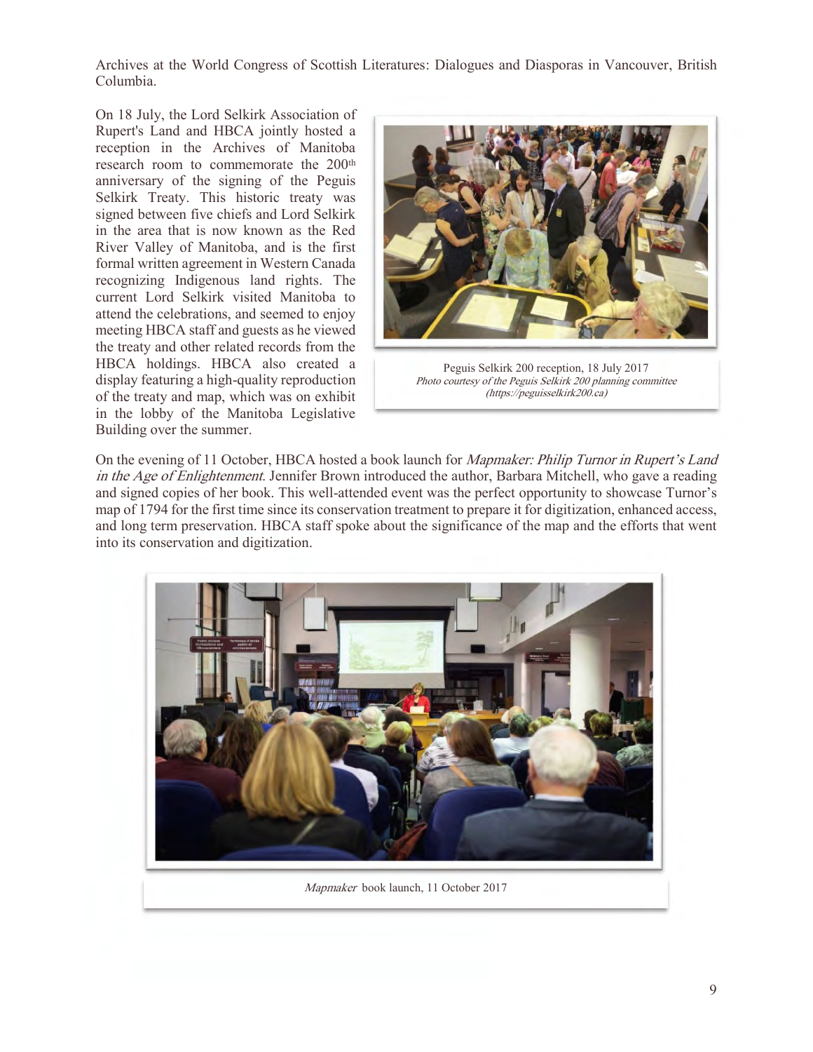Archives at the World Congress of Scottish Literatures: Dialogues and Diasporas in Vancouver, British Columbia.

On 18 July, the Lord Selkirk Association of Rupert's Land and HBCA jointly hosted a reception in the Archives of Manitoba research room to commemorate the 200th anniversary of the signing of the Peguis Selkirk Treaty. This historic treaty was signed between five chiefs and Lord Selkirk in the area that is now known as the Red River Valley of Manitoba, and is the first formal written agreement in Western Canada recognizing Indigenous land rights. The current Lord Selkirk visited Manitoba to attend the celebrations, and seemed to enjoy meeting HBCA staff and guests as he viewed the treaty and other related records from the HBCA holdings. HBCA also created a display featuring a high-quality reproduction of the treaty and map, which was on exhibit in the lobby of the Manitoba Legislative Building over the summer.

Peguis Selkirk 200 reception, 18 July 2017
*Photo courtesy of the Peguis Selkirk 200 planning committee (https://peguisselkirk200.ca)*

On the evening of 11 October, HBCA hosted a book launch for *Mapmaker: Philip Turnor in Rupert's Land in the Age of Enlightenment*. Jennifer Brown introduced the author, Barbara Mitchell, who gave a reading and signed copies of her book. This well-attended event was the perfect opportunity to showcase Turnor's map of 1794 for the first time since its conservation treatment to prepare it for digitization, enhanced access, and long term preservation. HBCA staff spoke about the significance of the map and the efforts that went into its conservation and digitization.

*Mapmaker* book launch, 11 October 2017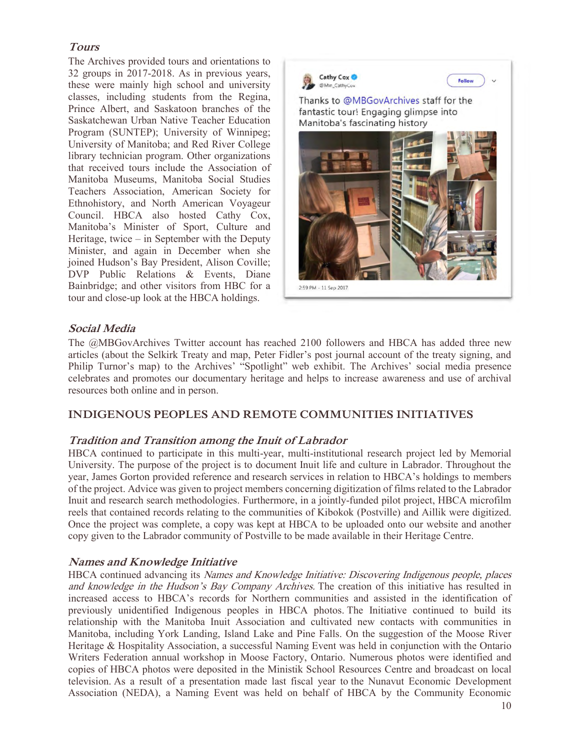### *Tours*

The Archives provided tours and orientations to 32 groups in 2017-2018. As in previous years, these were mainly high school and university classes, including students from the Regina, Prince Albert, and Saskatoon branches of the Saskatchewan Urban Native Teacher Education Program (SUNTEP); University of Winnipeg; University of Manitoba; and Red River College library technician program. Other organizations that received tours include the Association of Manitoba Museums, Manitoba Social Studies Teachers Association, American Society for Ethnohistory, and North American Voyageur Council. HBCA also hosted Cathy Cox, Manitoba's Minister of Sport, Culture and Heritage, twice – in September with the Deputy Minister, and again in December when she joined Hudson's Bay President, Alison Coville; DVP Public Relations & Events, Diane Bainbridge; and other visitors from HBC for a tour and close-up look at the HBCA holdings.

Cathy Cox
@Min_CathyCox

Thanks to @MBGovArchives staff for the fantastic tour! Engaging glimpse into Manitoba's fascinating history

2:59 PM - 11 Sep 2017

### *Social Media*

The @MBGovArchives Twitter account has reached 2100 followers and HBCA has added three new articles (about the Selkirk Treaty and map, Peter Fidler's post journal account of the treaty signing, and Philip Turnor's map) to the Archives' "Spotlight" web exhibit. The Archives' social media presence celebrates and promotes our documentary heritage and helps to increase awareness and use of archival resources both online and in person.

## INDIGENOUS PEOPLES AND REMOTE COMMUNITIES INITIATIVES

### *Tradition and Transition among the Inuit of Labrador*

HBCA continued to participate in this multi-year, multi-institutional research project led by Memorial University. The purpose of the project is to document Inuit life and culture in Labrador. Throughout the year, James Gorton provided reference and research services in relation to HBCA's holdings to members of the project. Advice was given to project members concerning digitization of films related to the Labrador Inuit and research search methodologies. Furthermore, in a jointly-funded pilot project, HBCA microfilm reels that contained records relating to the communities of Kibokok (Postville) and Aillik were digitized. Once the project was complete, a copy was kept at HBCA to be uploaded onto our website and another copy given to the Labrador community of Postville to be made available in their Heritage Centre.

### *Names and Knowledge Initiative*

HBCA continued advancing its *Names and Knowledge Initiative: Discovering Indigenous people, places and knowledge in the Hudson's Bay Company Archives.* The creation of this initiative has resulted in increased access to HBCA's records for Northern communities and assisted in the identification of previously unidentified Indigenous peoples in HBCA photos. The Initiative continued to build its relationship with the Manitoba Inuit Association and cultivated new contacts with communities in Manitoba, including York Landing, Island Lake and Pine Falls. On the suggestion of the Moose River Heritage & Hospitality Association, a successful Naming Event was held in conjunction with the Ontario Writers Federation annual workshop in Moose Factory, Ontario. Numerous photos were identified and copies of HBCA photos were deposited in the Ministik School Resources Centre and broadcast on local television. As a result of a presentation made last fiscal year to the Nunavut Economic Development Association (NEDA), a Naming Event was held on behalf of HBCA by the Community Economic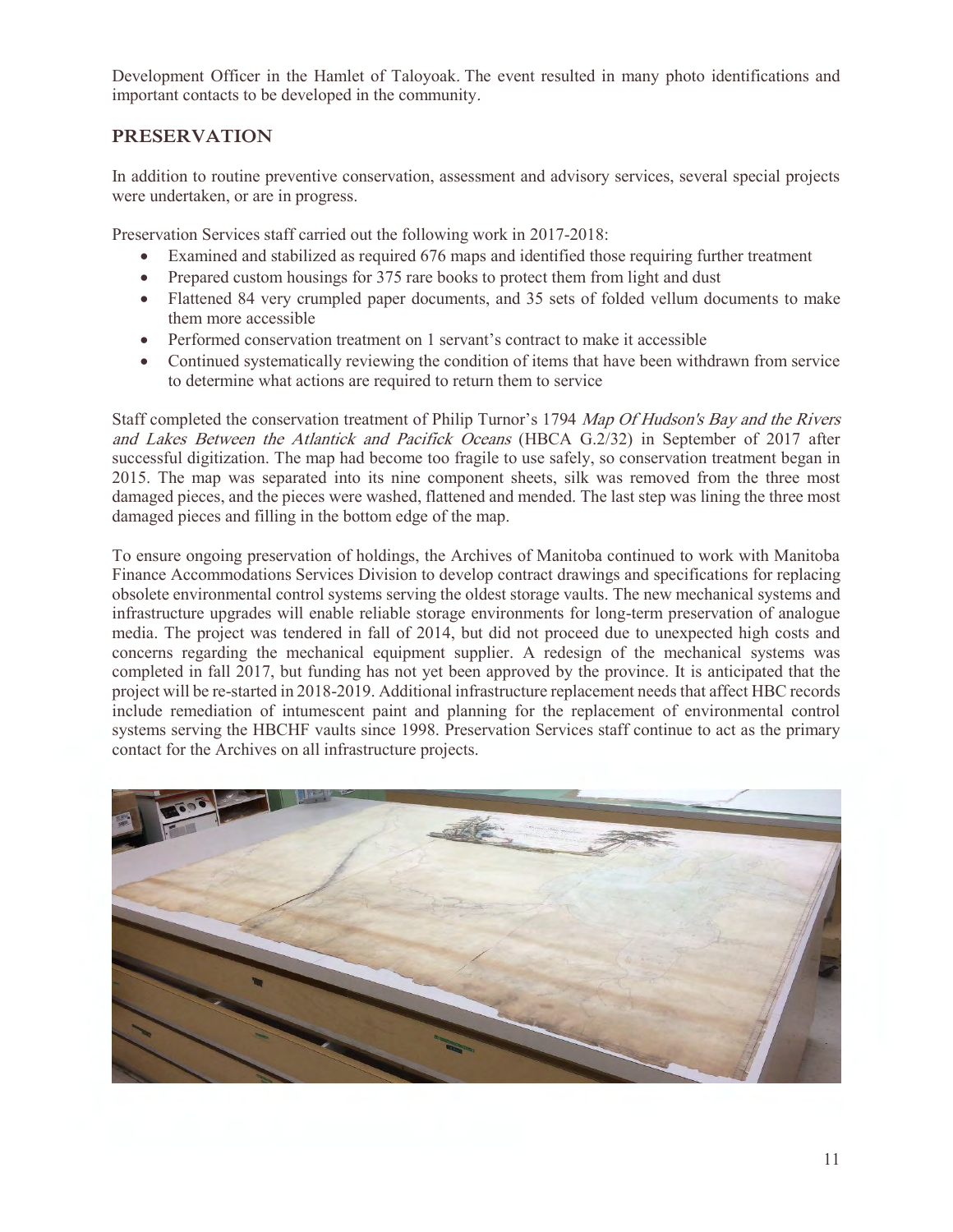Development Officer in the Hamlet of Taloyoak. The event resulted in many photo identifications and important contacts to be developed in the community.

## PRESERVATION

In addition to routine preventive conservation, assessment and advisory services, several special projects were undertaken, or are in progress.

Preservation Services staff carried out the following work in 2017-2018:

- Examined and stabilized as required 676 maps and identified those requiring further treatment
- Prepared custom housings for 375 rare books to protect them from light and dust
- Flattened 84 very crumpled paper documents, and 35 sets of folded vellum documents to make them more accessible
- Performed conservation treatment on 1 servant's contract to make it accessible
- Continued systematically reviewing the condition of items that have been withdrawn from service to determine what actions are required to return them to service

Staff completed the conservation treatment of Philip Turnor's 1794 *Map Of Hudson's Bay and the Rivers and Lakes Between the Atlantick and Pacifick Oceans* (HBCA G.2/32) in September of 2017 after successful digitization. The map had become too fragile to use safely, so conservation treatment began in 2015. The map was separated into its nine component sheets, silk was removed from the three most damaged pieces, and the pieces were washed, flattened and mended. The last step was lining the three most damaged pieces and filling in the bottom edge of the map.

To ensure ongoing preservation of holdings, the Archives of Manitoba continued to work with Manitoba Finance Accommodations Services Division to develop contract drawings and specifications for replacing obsolete environmental control systems serving the oldest storage vaults. The new mechanical systems and infrastructure upgrades will enable reliable storage environments for long-term preservation of analogue media. The project was tendered in fall of 2014, but did not proceed due to unexpected high costs and concerns regarding the mechanical equipment supplier. A redesign of the mechanical systems was completed in fall 2017, but funding has not yet been approved by the province. It is anticipated that the project will be re-started in 2018-2019. Additional infrastructure replacement needs that affect HBC records include remediation of intumescent paint and planning for the replacement of environmental control systems serving the HBCHF vaults since 1998. Preservation Services staff continue to act as the primary contact for the Archives on all infrastructure projects.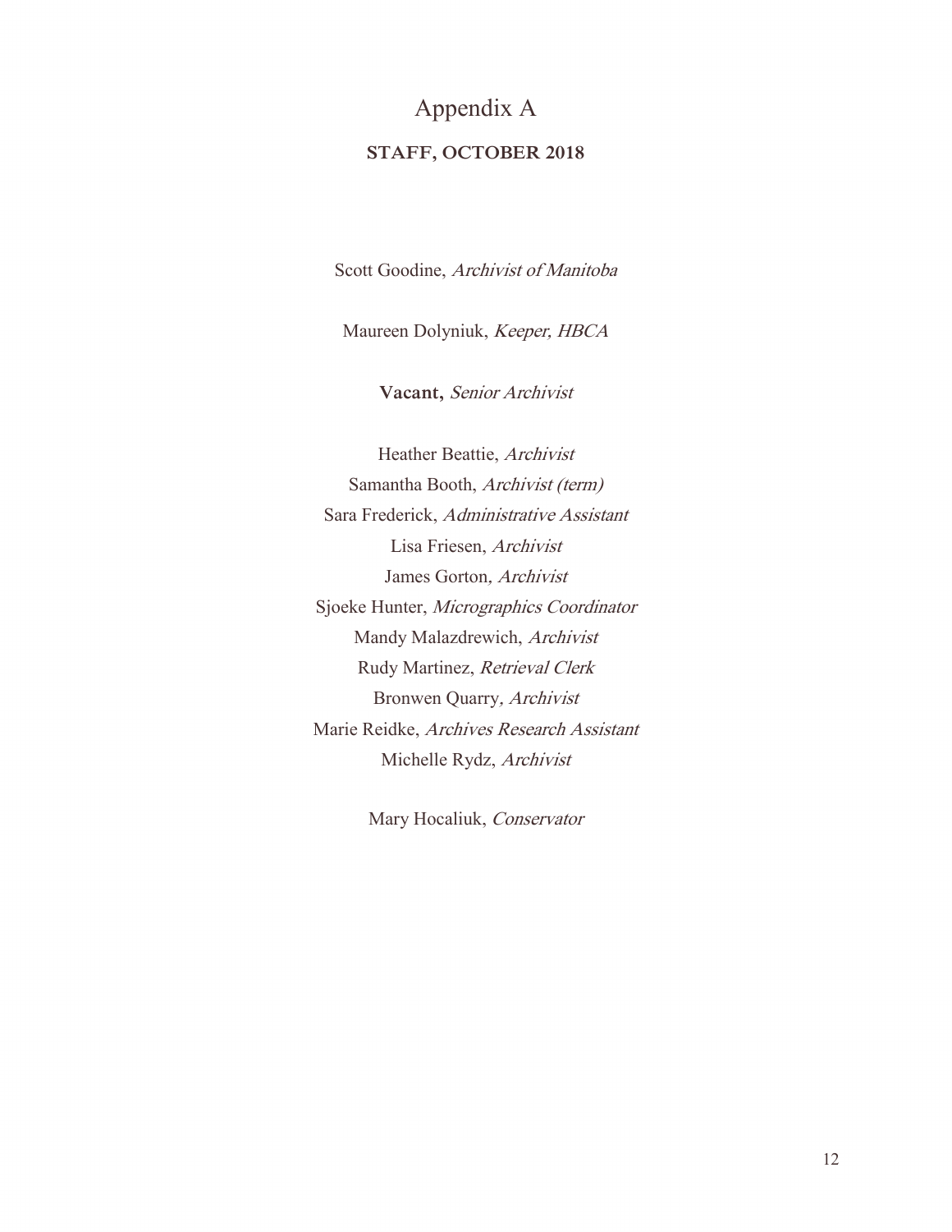# Appendix A

## STAFF, OCTOBER 2018

Scott Goodine, *Archivist of Manitoba*

Maureen Dolyniuk, *Keeper, HBCA*

**Vacant,** *Senior Archivist*

Heather Beattie, *Archivist*
Samantha Booth, *Archivist (term)*
Sara Frederick, *Administrative Assistant*
Lisa Friesen, *Archivist*
James Gorton, *Archivist*
Sjoeke Hunter, *Micrographics Coordinator*
Mandy Malazdrewich, *Archivist*
Rudy Martinez, *Retrieval Clerk*
Bronwen Quarry, *Archivist*
Marie Reidke, *Archives Research Assistant*
Michelle Rydz, *Archivist*

Mary Hocaliuk, *Conservator*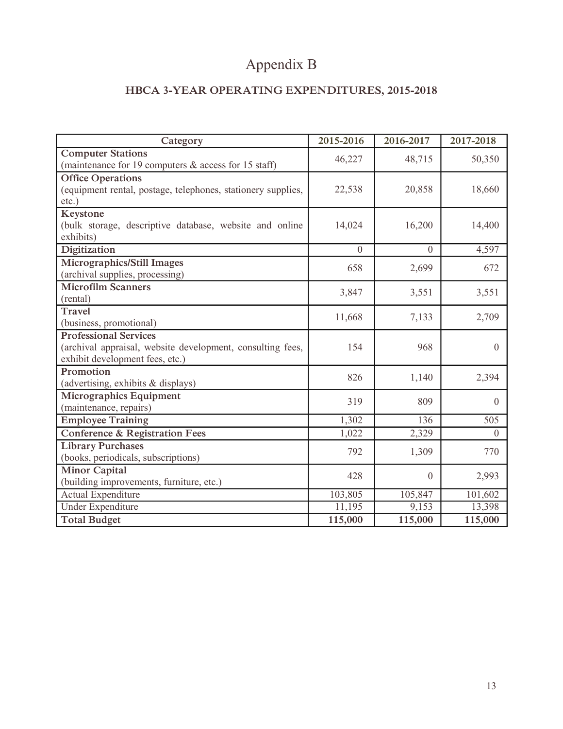# Appendix B

## HBCA 3-YEAR OPERATING EXPENDITURES, 2015-2018

| Category | 2015-2016 | 2016-2017 | 2017-2018 |
|---|---|---|---|
| **Computer Stations** (maintenance for 19 computers & access for 15 staff) | 46,227 | 48,715 | 50,350 |
| **Office Operations** (equipment rental, postage, telephones, stationery supplies, etc.) | 22,538 | 20,858 | 18,660 |
| **Keystone** (bulk storage, descriptive database, website and online exhibits) | 14,024 | 16,200 | 14,400 |
| **Digitization** | 0 | 0 | 4,597 |
| **Micrographics/Still Images** (archival supplies, processing) | 658 | 2,699 | 672 |
| **Microfilm Scanners** (rental) | 3,847 | 3,551 | 3,551 |
| **Travel** (business, promotional) | 11,668 | 7,133 | 2,709 |
| **Professional Services** (archival appraisal, website development, consulting fees, exhibit development fees, etc.) | 154 | 968 | 0 |
| **Promotion** (advertising, exhibits & displays) | 826 | 1,140 | 2,394 |
| **Micrographics Equipment** (maintenance, repairs) | 319 | 809 | 0 |
| **Employee Training** | 1,302 | 136 | 505 |
| **Conference & Registration Fees** | 1,022 | 2,329 | 0 |
| **Library Purchases** (books, periodicals, subscriptions) | 792 | 1,309 | 770 |
| **Minor Capital** (building improvements, furniture, etc.) | 428 | 0 | 2,993 |
| Actual Expenditure | 103,805 | 105,847 | 101,602 |
| Under Expenditure | 11,195 | 9,153 | 13,398 |
| **Total Budget** | **115,000** | **115,000** | **115,000** |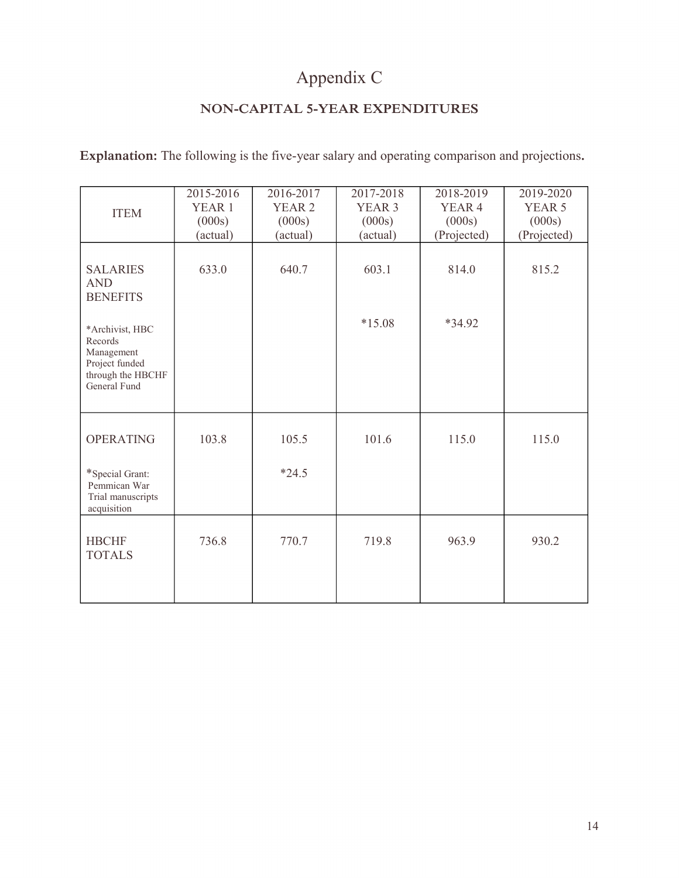# Appendix C

## NON-CAPITAL 5-YEAR EXPENDITURES

**Explanation:** The following is the five-year salary and operating comparison and projections**.**

| ITEM | 2015-2016 YEAR 1 (000s) (actual) | 2016-2017 YEAR 2 (000s) (actual) | 2017-2018 YEAR 3 (000s) (actual) | 2018-2019 YEAR 4 (000s) (Projected) | 2019-2020 YEAR 5 (000s) (Projected) |
|---|---|---|---|---|---|
| SALARIES AND BENEFITS | 633.0 | 640.7 | 603.1 | 814.0 | 815.2 |
| *Archivist, HBC Records Management Project funded through the HBCHF General Fund | | | *15.08 | *34.92 | |
| OPERATING | 103.8 | 105.5 | 101.6 | 115.0 | 115.0 |
| *Special Grant: Pemmican War Trial manuscripts acquisition | | *24.5 | | | |
| HBCHF TOTALS | 736.8 | 770.7 | 719.8 | 963.9 | 930.2 |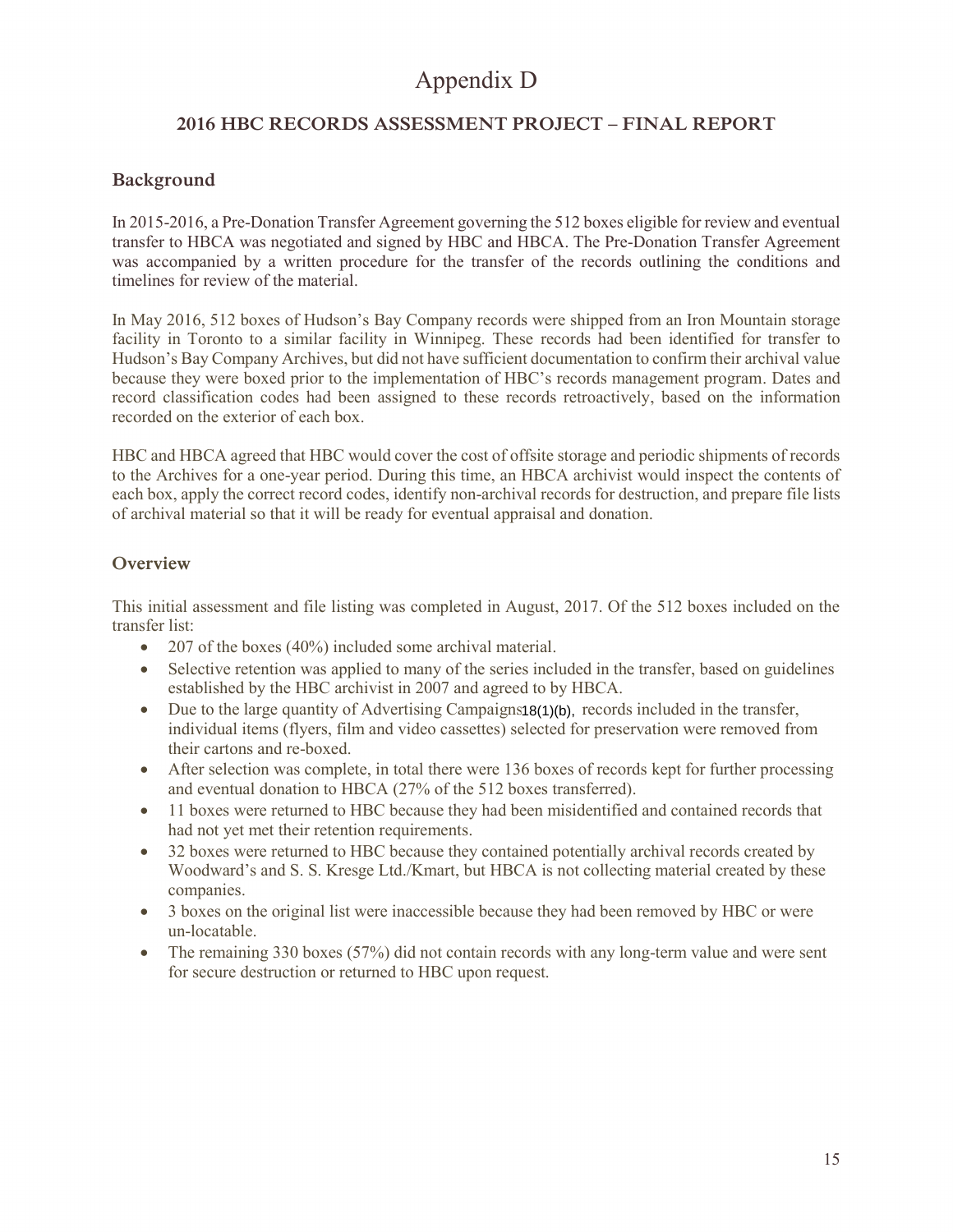# Appendix D

## 2016 HBC RECORDS ASSESSMENT PROJECT – FINAL REPORT

### Background

In 2015-2016, a Pre-Donation Transfer Agreement governing the 512 boxes eligible for review and eventual transfer to HBCA was negotiated and signed by HBC and HBCA. The Pre-Donation Transfer Agreement was accompanied by a written procedure for the transfer of the records outlining the conditions and timelines for review of the material.

In May 2016, 512 boxes of Hudson's Bay Company records were shipped from an Iron Mountain storage facility in Toronto to a similar facility in Winnipeg. These records had been identified for transfer to Hudson's Bay Company Archives, but did not have sufficient documentation to confirm their archival value because they were boxed prior to the implementation of HBC's records management program. Dates and record classification codes had been assigned to these records retroactively, based on the information recorded on the exterior of each box.

HBC and HBCA agreed that HBC would cover the cost of offsite storage and periodic shipments of records to the Archives for a one-year period. During this time, an HBCA archivist would inspect the contents of each box, apply the correct record codes, identify non-archival records for destruction, and prepare file lists of archival material so that it will be ready for eventual appraisal and donation.

### Overview

This initial assessment and file listing was completed in August, 2017. Of the 512 boxes included on the transfer list:

- 207 of the boxes (40%) included some archival material.
- Selective retention was applied to many of the series included in the transfer, based on guidelines established by the HBC archivist in 2007 and agreed to by HBCA.
- Due to the large quantity of Advertising Campaigns 18(1)(b), records included in the transfer, individual items (flyers, film and video cassettes) selected for preservation were removed from their cartons and re-boxed.
- After selection was complete, in total there were 136 boxes of records kept for further processing and eventual donation to HBCA (27% of the 512 boxes transferred).
- 11 boxes were returned to HBC because they had been misidentified and contained records that had not yet met their retention requirements.
- 32 boxes were returned to HBC because they contained potentially archival records created by Woodward's and S. S. Kresge Ltd./Kmart, but HBCA is not collecting material created by these companies.
- 3 boxes on the original list were inaccessible because they had been removed by HBC or were un-locatable.
- The remaining 330 boxes (57%) did not contain records with any long-term value and were sent for secure destruction or returned to HBC upon request.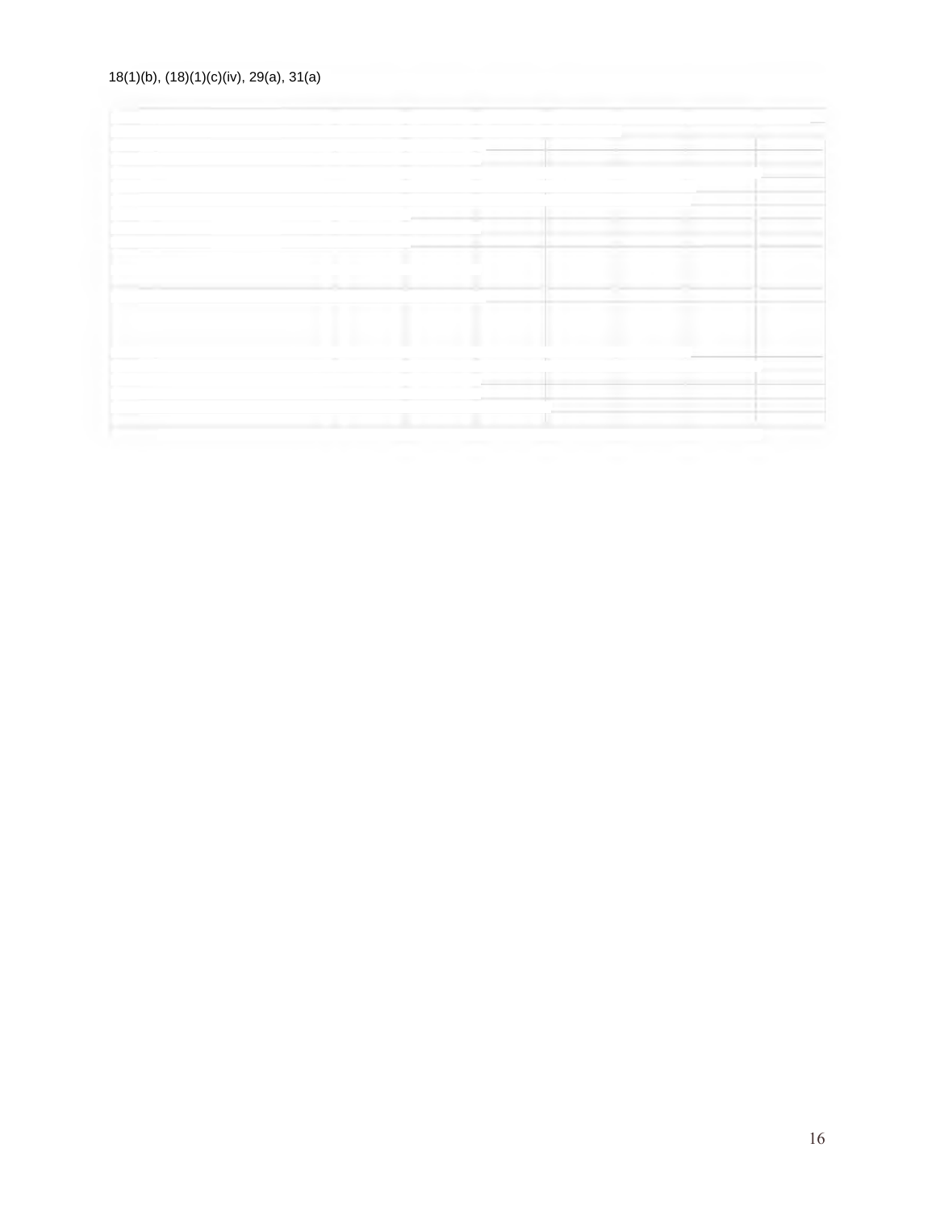18(1)(b), (18)(1)(c)(iv), 29(a), 31(a)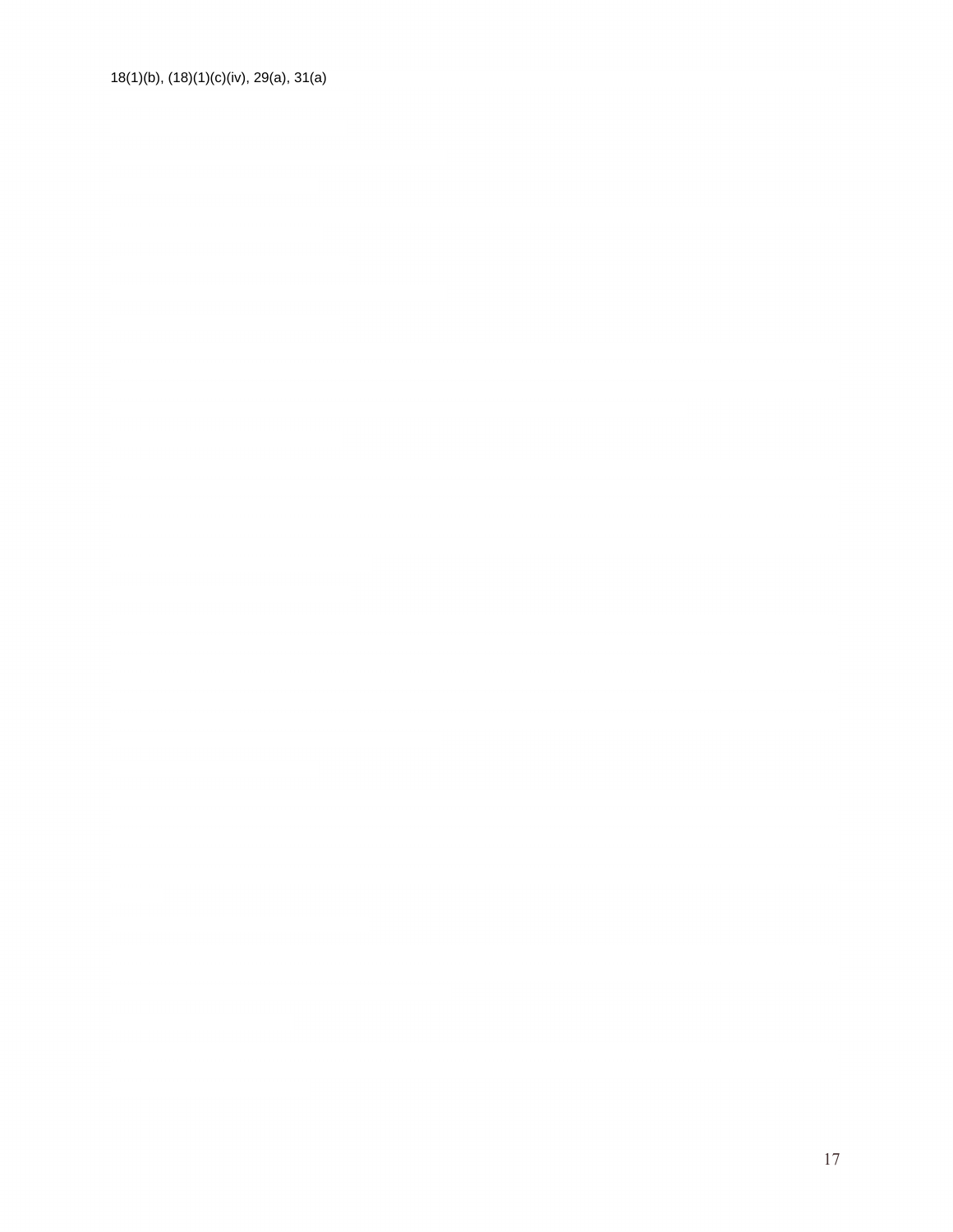18(1)(b), (18)(1)(c)(iv), 29(a), 31(a)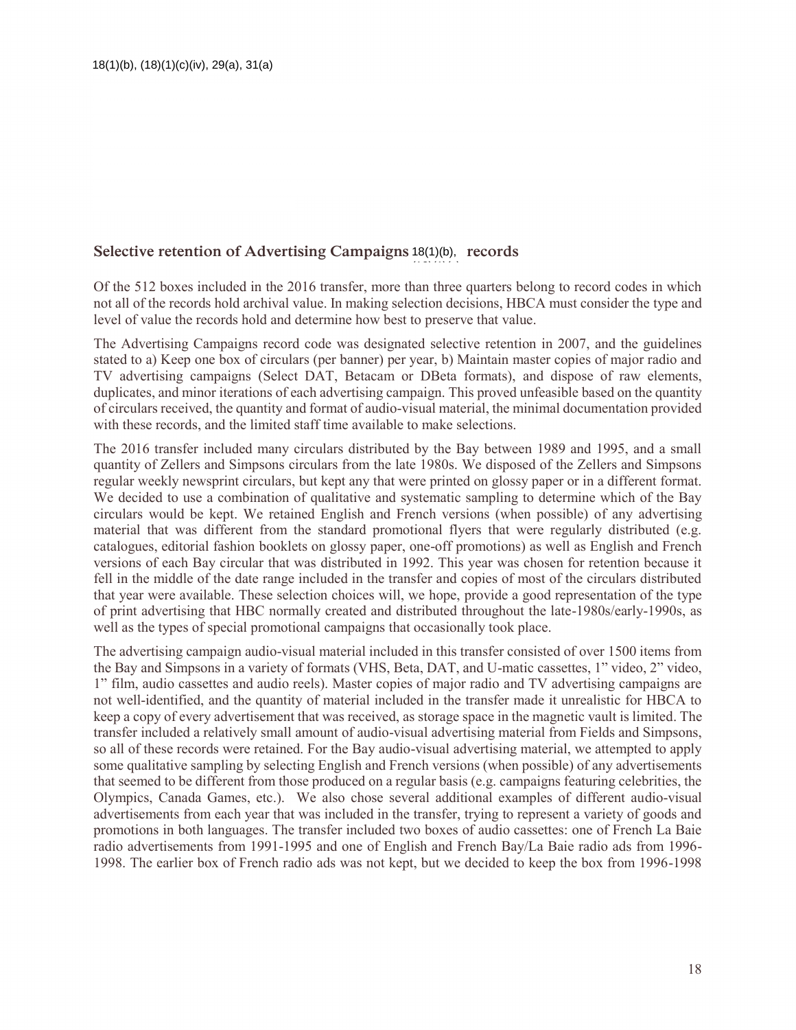18(1)(b), (18)(1)(c)(iv), 29(a), 31(a)

## Selective retention of Advertising Campaigns 18(1)(b), records

Of the 512 boxes included in the 2016 transfer, more than three quarters belong to record codes in which not all of the records hold archival value. In making selection decisions, HBCA must consider the type and level of value the records hold and determine how best to preserve that value.

The Advertising Campaigns record code was designated selective retention in 2007, and the guidelines stated to a) Keep one box of circulars (per banner) per year, b) Maintain master copies of major radio and TV advertising campaigns (Select DAT, Betacam or DBeta formats), and dispose of raw elements, duplicates, and minor iterations of each advertising campaign. This proved unfeasible based on the quantity of circulars received, the quantity and format of audio-visual material, the minimal documentation provided with these records, and the limited staff time available to make selections.

The 2016 transfer included many circulars distributed by the Bay between 1989 and 1995, and a small quantity of Zellers and Simpsons circulars from the late 1980s. We disposed of the Zellers and Simpsons regular weekly newsprint circulars, but kept any that were printed on glossy paper or in a different format. We decided to use a combination of qualitative and systematic sampling to determine which of the Bay circulars would be kept. We retained English and French versions (when possible) of any advertising material that was different from the standard promotional flyers that were regularly distributed (e.g. catalogues, editorial fashion booklets on glossy paper, one-off promotions) as well as English and French versions of each Bay circular that was distributed in 1992. This year was chosen for retention because it fell in the middle of the date range included in the transfer and copies of most of the circulars distributed that year were available. These selection choices will, we hope, provide a good representation of the type of print advertising that HBC normally created and distributed throughout the late-1980s/early-1990s, as well as the types of special promotional campaigns that occasionally took place.

The advertising campaign audio-visual material included in this transfer consisted of over 1500 items from the Bay and Simpsons in a variety of formats (VHS, Beta, DAT, and U-matic cassettes, 1" video, 2" video, 1" film, audio cassettes and audio reels). Master copies of major radio and TV advertising campaigns are not well-identified, and the quantity of material included in the transfer made it unrealistic for HBCA to keep a copy of every advertisement that was received, as storage space in the magnetic vault is limited. The transfer included a relatively small amount of audio-visual advertising material from Fields and Simpsons, so all of these records were retained. For the Bay audio-visual advertising material, we attempted to apply some qualitative sampling by selecting English and French versions (when possible) of any advertisements that seemed to be different from those produced on a regular basis (e.g. campaigns featuring celebrities, the Olympics, Canada Games, etc.). We also chose several additional examples of different audio-visual advertisements from each year that was included in the transfer, trying to represent a variety of goods and promotions in both languages. The transfer included two boxes of audio cassettes: one of French La Baie radio advertisements from 1991-1995 and one of English and French Bay/La Baie radio ads from 1996-1998. The earlier box of French radio ads was not kept, but we decided to keep the box from 1996-1998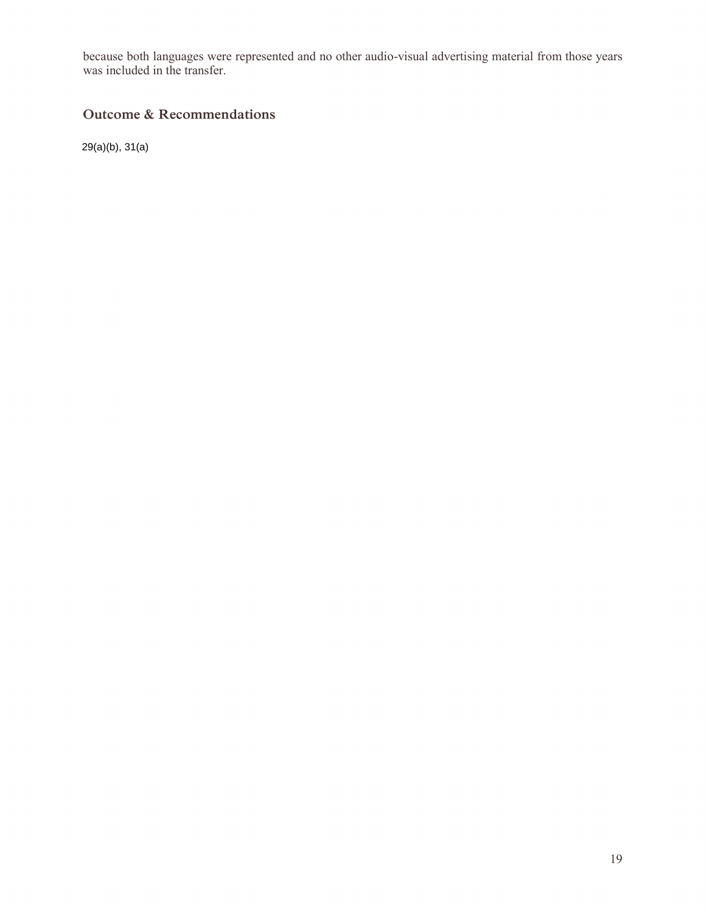because both languages were represented and no other audio-visual advertising material from those years was included in the transfer.

## Outcome & Recommendations

29(a)(b), 31(a)